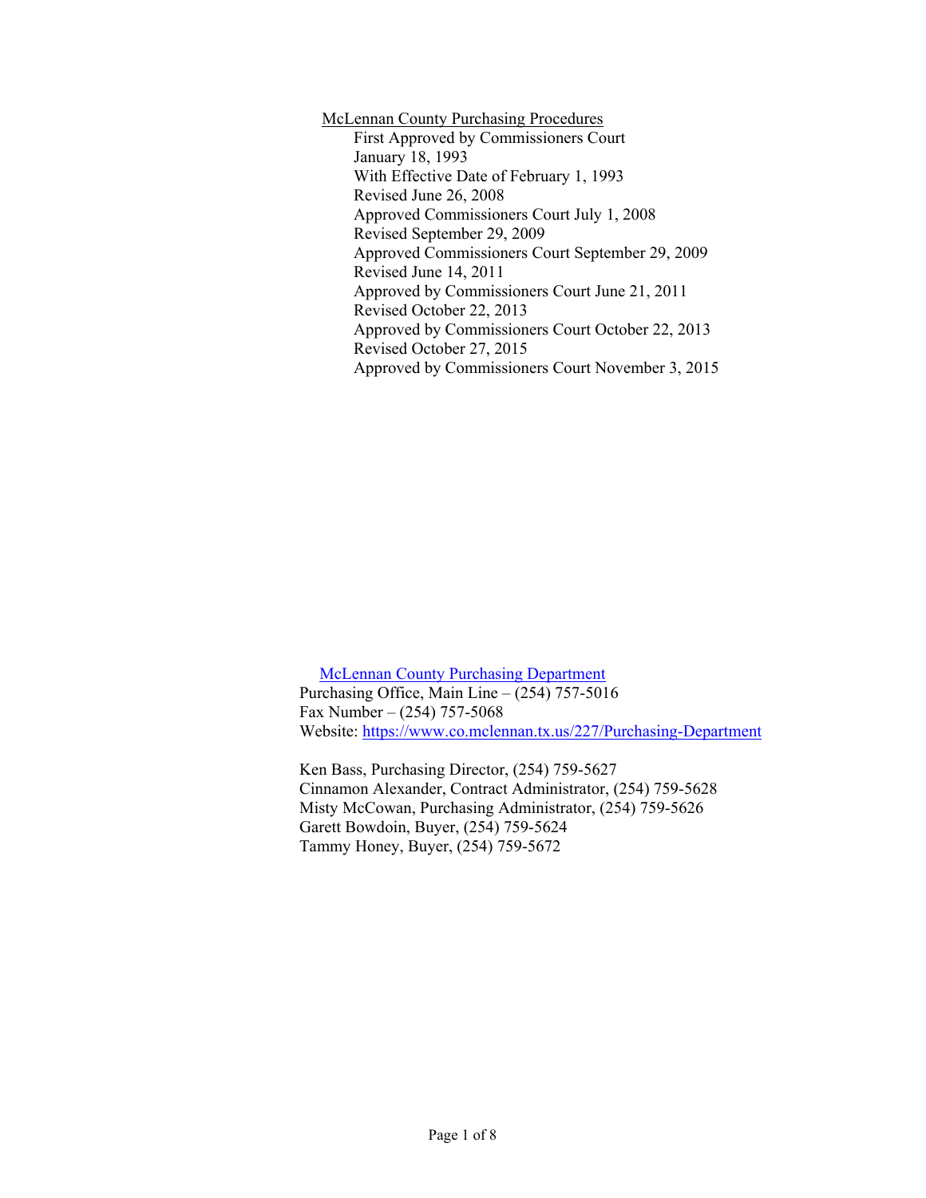# McLennan County Purchasing Procedures

First Approved by Commissioners Court
January 18, 1993
With Effective Date of February 1, 1993
Revised June 26, 2008
Approved Commissioners Court July 1, 2008
Revised September 29, 2009
Approved Commissioners Court September 29, 2009
Revised June 14, 2011
Approved by Commissioners Court June 21, 2011
Revised October 22, 2013
Approved by Commissioners Court October 22, 2013
Revised October 27, 2015
Approved by Commissioners Court November 3, 2015

McLennan County Purchasing Department
Purchasing Office, Main Line – (254) 757-5016
Fax Number – (254) 757-5068
Website: https://www.co.mclennan.tx.us/227/Purchasing-Department

Ken Bass, Purchasing Director, (254) 759-5627
Cinnamon Alexander, Contract Administrator, (254) 759-5628
Misty McCowan, Purchasing Administrator, (254) 759-5626
Garett Bowdoin, Buyer, (254) 759-5624
Tammy Honey, Buyer, (254) 759-5672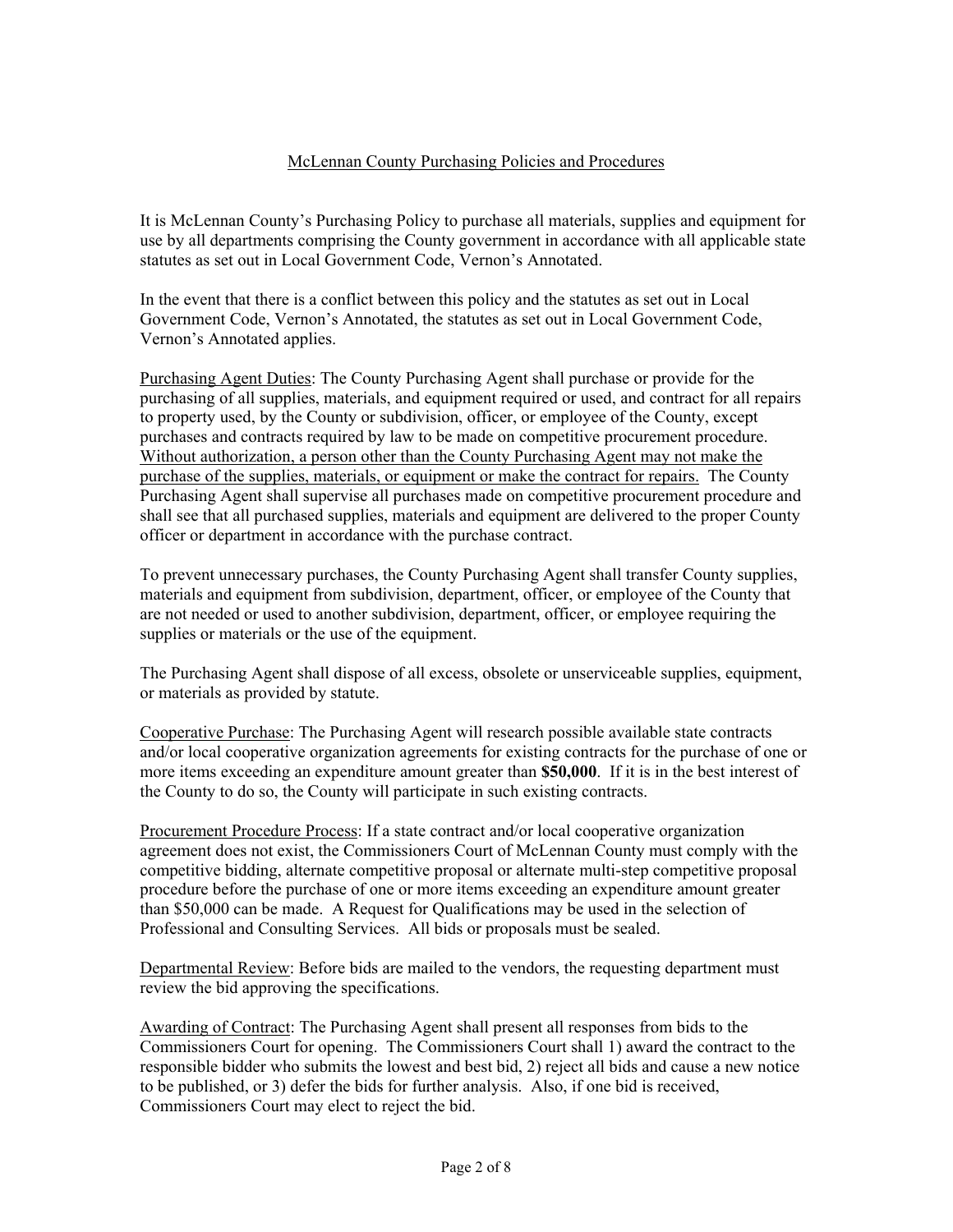McLennan County Purchasing Policies and Procedures

It is McLennan County's Purchasing Policy to purchase all materials, supplies and equipment for use by all departments comprising the County government in accordance with all applicable state statutes as set out in Local Government Code, Vernon's Annotated.

In the event that there is a conflict between this policy and the statutes as set out in Local Government Code, Vernon's Annotated, the statutes as set out in Local Government Code, Vernon's Annotated applies.

Purchasing Agent Duties: The County Purchasing Agent shall purchase or provide for the purchasing of all supplies, materials, and equipment required or used, and contract for all repairs to property used, by the County or subdivision, officer, or employee of the County, except purchases and contracts required by law to be made on competitive procurement procedure. Without authorization, a person other than the County Purchasing Agent may not make the purchase of the supplies, materials, or equipment or make the contract for repairs. The County Purchasing Agent shall supervise all purchases made on competitive procurement procedure and shall see that all purchased supplies, materials and equipment are delivered to the proper County officer or department in accordance with the purchase contract.

To prevent unnecessary purchases, the County Purchasing Agent shall transfer County supplies, materials and equipment from subdivision, department, officer, or employee of the County that are not needed or used to another subdivision, department, officer, or employee requiring the supplies or materials or the use of the equipment.

The Purchasing Agent shall dispose of all excess, obsolete or unserviceable supplies, equipment, or materials as provided by statute.

Cooperative Purchase: The Purchasing Agent will research possible available state contracts and/or local cooperative organization agreements for existing contracts for the purchase of one or more items exceeding an expenditure amount greater than **$50,000**. If it is in the best interest of the County to do so, the County will participate in such existing contracts.

Procurement Procedure Process: If a state contract and/or local cooperative organization agreement does not exist, the Commissioners Court of McLennan County must comply with the competitive bidding, alternate competitive proposal or alternate multi-step competitive proposal procedure before the purchase of one or more items exceeding an expenditure amount greater than $50,000 can be made. A Request for Qualifications may be used in the selection of Professional and Consulting Services. All bids or proposals must be sealed.

Departmental Review: Before bids are mailed to the vendors, the requesting department must review the bid approving the specifications.

Awarding of Contract: The Purchasing Agent shall present all responses from bids to the Commissioners Court for opening. The Commissioners Court shall 1) award the contract to the responsible bidder who submits the lowest and best bid, 2) reject all bids and cause a new notice to be published, or 3) defer the bids for further analysis. Also, if one bid is received, Commissioners Court may elect to reject the bid.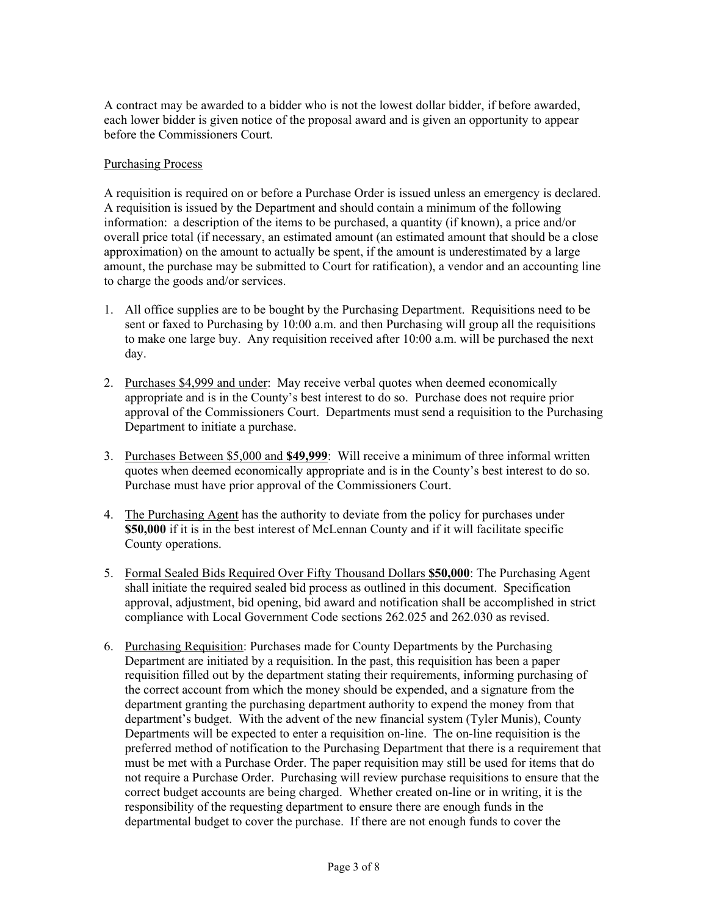A contract may be awarded to a bidder who is not the lowest dollar bidder, if before awarded, each lower bidder is given notice of the proposal award and is given an opportunity to appear before the Commissioners Court.

Purchasing Process

A requisition is required on or before a Purchase Order is issued unless an emergency is declared. A requisition is issued by the Department and should contain a minimum of the following information: a description of the items to be purchased, a quantity (if known), a price and/or overall price total (if necessary, an estimated amount (an estimated amount that should be a close approximation) on the amount to actually be spent, if the amount is underestimated by a large amount, the purchase may be submitted to Court for ratification), a vendor and an accounting line to charge the goods and/or services.

1. All office supplies are to be bought by the Purchasing Department. Requisitions need to be sent or faxed to Purchasing by 10:00 a.m. and then Purchasing will group all the requisitions to make one large buy. Any requisition received after 10:00 a.m. will be purchased the next day.

2. Purchases $4,999 and under: May receive verbal quotes when deemed economically appropriate and is in the County's best interest to do so. Purchase does not require prior approval of the Commissioners Court. Departments must send a requisition to the Purchasing Department to initiate a purchase.

3. Purchases Between $5,000 and **$49,999**: Will receive a minimum of three informal written quotes when deemed economically appropriate and is in the County's best interest to do so. Purchase must have prior approval of the Commissioners Court.

4. The Purchasing Agent has the authority to deviate from the policy for purchases under **$50,000** if it is in the best interest of McLennan County and if it will facilitate specific County operations.

5. Formal Sealed Bids Required Over Fifty Thousand Dollars **$50,000**: The Purchasing Agent shall initiate the required sealed bid process as outlined in this document. Specification approval, adjustment, bid opening, bid award and notification shall be accomplished in strict compliance with Local Government Code sections 262.025 and 262.030 as revised.

6. Purchasing Requisition: Purchases made for County Departments by the Purchasing Department are initiated by a requisition. In the past, this requisition has been a paper requisition filled out by the department stating their requirements, informing purchasing of the correct account from which the money should be expended, and a signature from the department granting the purchasing department authority to expend the money from that department's budget. With the advent of the new financial system (Tyler Munis), County Departments will be expected to enter a requisition on-line. The on-line requisition is the preferred method of notification to the Purchasing Department that there is a requirement that must be met with a Purchase Order. The paper requisition may still be used for items that do not require a Purchase Order. Purchasing will review purchase requisitions to ensure that the correct budget accounts are being charged. Whether created on-line or in writing, it is the responsibility of the requesting department to ensure there are enough funds in the departmental budget to cover the purchase. If there are not enough funds to cover the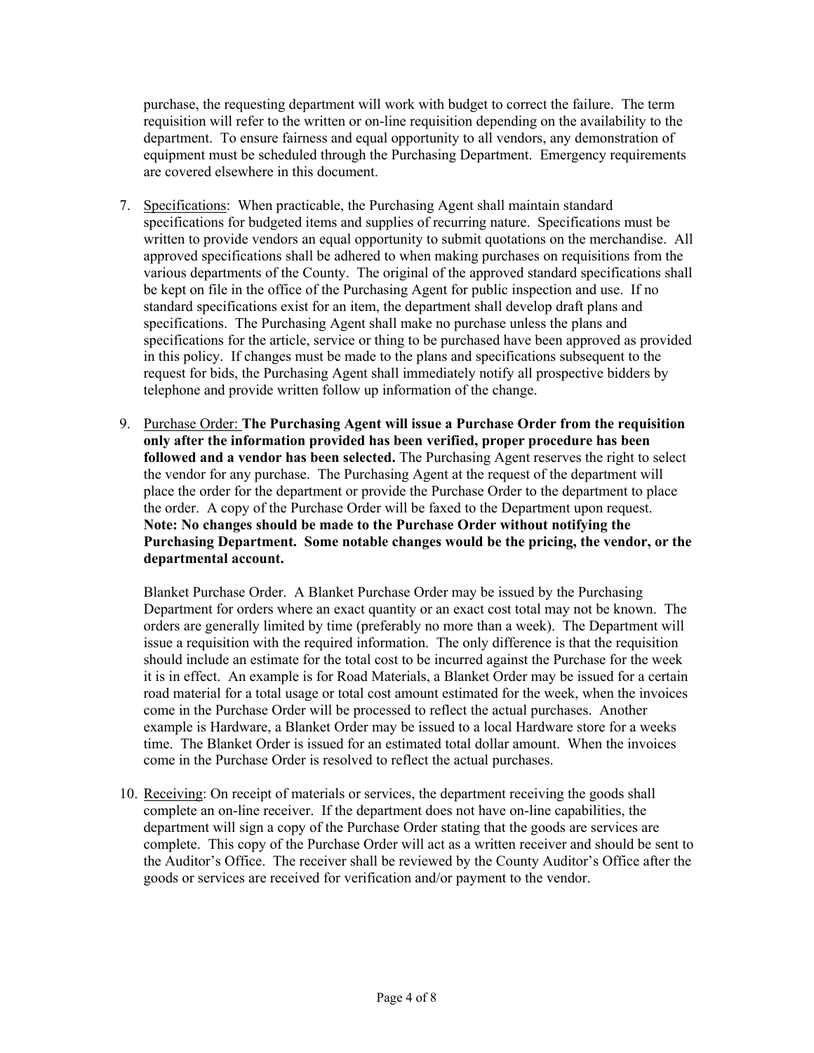purchase, the requesting department will work with budget to correct the failure. The term requisition will refer to the written or on-line requisition depending on the availability to the department. To ensure fairness and equal opportunity to all vendors, any demonstration of equipment must be scheduled through the Purchasing Department. Emergency requirements are covered elsewhere in this document.

7. Specifications: When practicable, the Purchasing Agent shall maintain standard specifications for budgeted items and supplies of recurring nature. Specifications must be written to provide vendors an equal opportunity to submit quotations on the merchandise. All approved specifications shall be adhered to when making purchases on requisitions from the various departments of the County. The original of the approved standard specifications shall be kept on file in the office of the Purchasing Agent for public inspection and use. If no standard specifications exist for an item, the department shall develop draft plans and specifications. The Purchasing Agent shall make no purchase unless the plans and specifications for the article, service or thing to be purchased have been approved as provided in this policy. If changes must be made to the plans and specifications subsequent to the request for bids, the Purchasing Agent shall immediately notify all prospective bidders by telephone and provide written follow up information of the change.

9. Purchase Order: **The Purchasing Agent will issue a Purchase Order from the requisition only after the information provided has been verified, proper procedure has been followed and a vendor has been selected.** The Purchasing Agent reserves the right to select the vendor for any purchase. The Purchasing Agent at the request of the department will place the order for the department or provide the Purchase Order to the department to place the order. A copy of the Purchase Order will be faxed to the Department upon request. **Note: No changes should be made to the Purchase Order without notifying the Purchasing Department. Some notable changes would be the pricing, the vendor, or the departmental account.**

   Blanket Purchase Order. A Blanket Purchase Order may be issued by the Purchasing Department for orders where an exact quantity or an exact cost total may not be known. The orders are generally limited by time (preferably no more than a week). The Department will issue a requisition with the required information. The only difference is that the requisition should include an estimate for the total cost to be incurred against the Purchase for the week it is in effect. An example is for Road Materials, a Blanket Order may be issued for a certain road material for a total usage or total cost amount estimated for the week, when the invoices come in the Purchase Order will be processed to reflect the actual purchases. Another example is Hardware, a Blanket Order may be issued to a local Hardware store for a weeks time. The Blanket Order is issued for an estimated total dollar amount. When the invoices come in the Purchase Order is resolved to reflect the actual purchases.

10. Receiving: On receipt of materials or services, the department receiving the goods shall complete an on-line receiver. If the department does not have on-line capabilities, the department will sign a copy of the Purchase Order stating that the goods are services are complete. This copy of the Purchase Order will act as a written receiver and should be sent to the Auditor's Office. The receiver shall be reviewed by the County Auditor's Office after the goods or services are received for verification and/or payment to the vendor.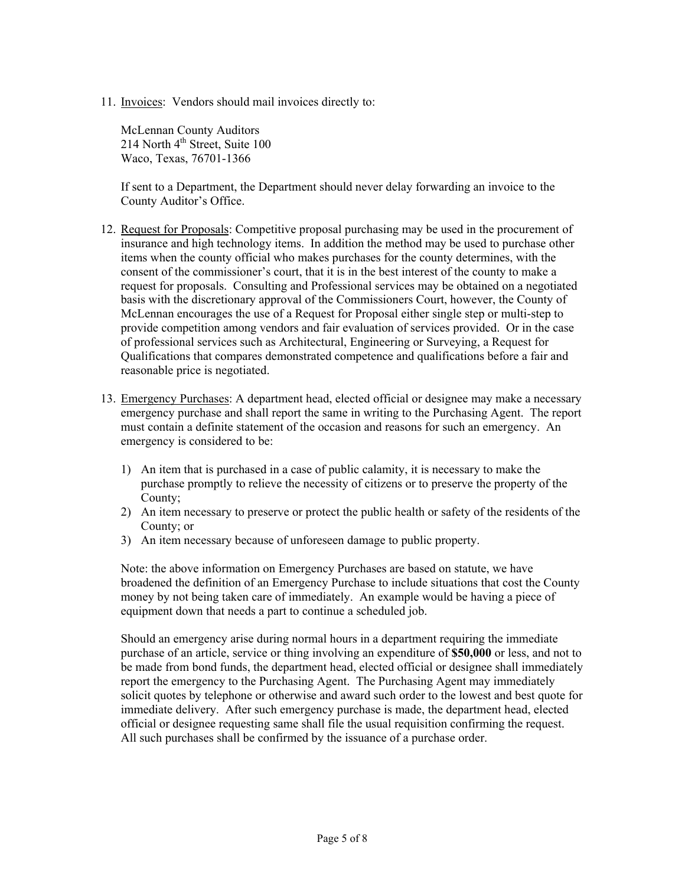11. Invoices: Vendors should mail invoices directly to:

    McLennan County Auditors
    214 North 4th Street, Suite 100
    Waco, Texas, 76701-1366

    If sent to a Department, the Department should never delay forwarding an invoice to the County Auditor's Office.

12. Request for Proposals: Competitive proposal purchasing may be used in the procurement of insurance and high technology items. In addition the method may be used to purchase other items when the county official who makes purchases for the county determines, with the consent of the commissioner's court, that it is in the best interest of the county to make a request for proposals. Consulting and Professional services may be obtained on a negotiated basis with the discretionary approval of the Commissioners Court, however, the County of McLennan encourages the use of a Request for Proposal either single step or multi-step to provide competition among vendors and fair evaluation of services provided. Or in the case of professional services such as Architectural, Engineering or Surveying, a Request for Qualifications that compares demonstrated competence and qualifications before a fair and reasonable price is negotiated.

13. Emergency Purchases: A department head, elected official or designee may make a necessary emergency purchase and shall report the same in writing to the Purchasing Agent. The report must contain a definite statement of the occasion and reasons for such an emergency. An emergency is considered to be:

    1) An item that is purchased in a case of public calamity, it is necessary to make the purchase promptly to relieve the necessity of citizens or to preserve the property of the County;
    2) An item necessary to preserve or protect the public health or safety of the residents of the County; or
    3) An item necessary because of unforeseen damage to public property.

    Note: the above information on Emergency Purchases are based on statute, we have broadened the definition of an Emergency Purchase to include situations that cost the County money by not being taken care of immediately. An example would be having a piece of equipment down that needs a part to continue a scheduled job.

    Should an emergency arise during normal hours in a department requiring the immediate purchase of an article, service or thing involving an expenditure of **$50,000** or less, and not to be made from bond funds, the department head, elected official or designee shall immediately report the emergency to the Purchasing Agent. The Purchasing Agent may immediately solicit quotes by telephone or otherwise and award such order to the lowest and best quote for immediate delivery. After such emergency purchase is made, the department head, elected official or designee requesting same shall file the usual requisition confirming the request. All such purchases shall be confirmed by the issuance of a purchase order.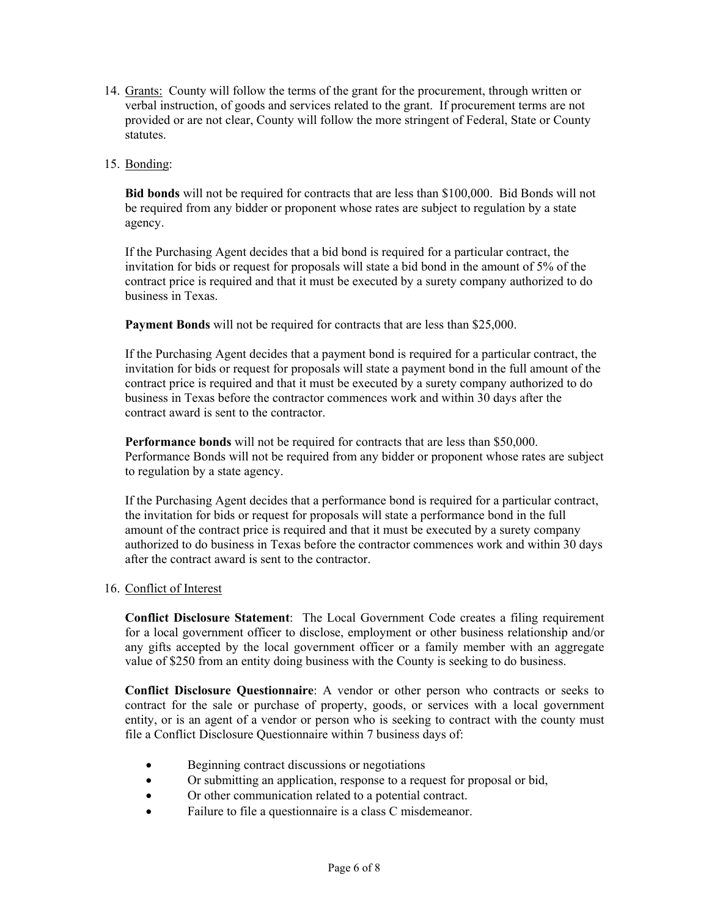14. <u>Grants:</u> County will follow the terms of the grant for the procurement, through written or verbal instruction, of goods and services related to the grant. If procurement terms are not provided or are not clear, County will follow the more stringent of Federal, State or County statutes.

15. <u>Bonding</u>:

    **Bid bonds** will not be required for contracts that are less than $100,000. Bid Bonds will not be required from any bidder or proponent whose rates are subject to regulation by a state agency.

    If the Purchasing Agent decides that a bid bond is required for a particular contract, the invitation for bids or request for proposals will state a bid bond in the amount of 5% of the contract price is required and that it must be executed by a surety company authorized to do business in Texas.

    **Payment Bonds** will not be required for contracts that are less than $25,000.

    If the Purchasing Agent decides that a payment bond is required for a particular contract, the invitation for bids or request for proposals will state a payment bond in the full amount of the contract price is required and that it must be executed by a surety company authorized to do business in Texas before the contractor commences work and within 30 days after the contract award is sent to the contractor.

    **Performance bonds** will not be required for contracts that are less than $50,000. Performance Bonds will not be required from any bidder or proponent whose rates are subject to regulation by a state agency.

    If the Purchasing Agent decides that a performance bond is required for a particular contract, the invitation for bids or request for proposals will state a performance bond in the full amount of the contract price is required and that it must be executed by a surety company authorized to do business in Texas before the contractor commences work and within 30 days after the contract award is sent to the contractor.

16. <u>Conflict of Interest</u>

    **Conflict Disclosure Statement**: The Local Government Code creates a filing requirement for a local government officer to disclose, employment or other business relationship and/or any gifts accepted by the local government officer or a family member with an aggregate value of $250 from an entity doing business with the County is seeking to do business.

    **Conflict Disclosure Questionnaire**: A vendor or other person who contracts or seeks to contract for the sale or purchase of property, goods, or services with a local government entity, or is an agent of a vendor or person who is seeking to contract with the county must file a Conflict Disclosure Questionnaire within 7 business days of:

    - Beginning contract discussions or negotiations
    - Or submitting an application, response to a request for proposal or bid,
    - Or other communication related to a potential contract.
    - Failure to file a questionnaire is a class C misdemeanor.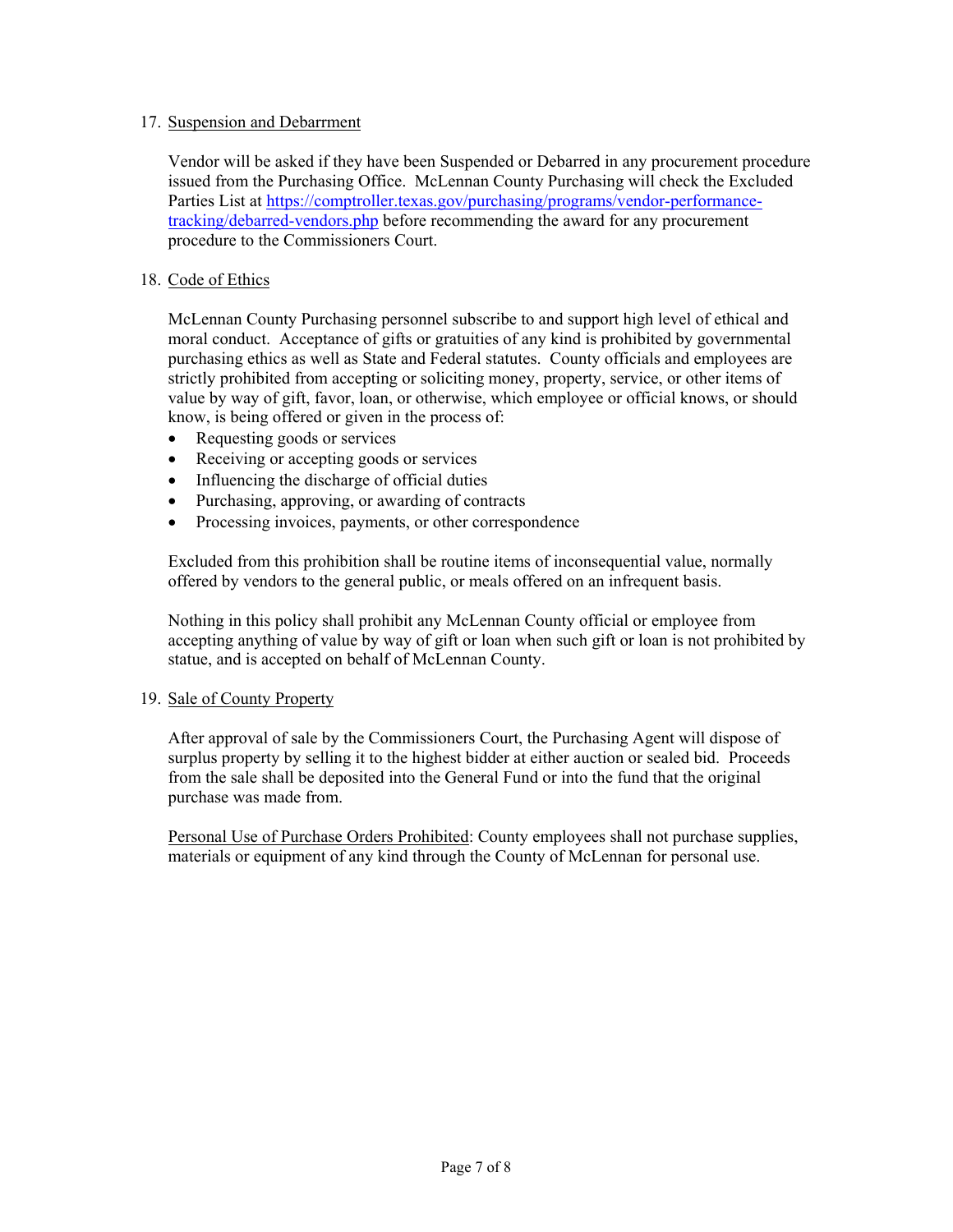17. <u>Suspension and Debarrment</u>

    Vendor will be asked if they have been Suspended or Debarred in any procurement procedure issued from the Purchasing Office. McLennan County Purchasing will check the Excluded Parties List at [https://comptroller.texas.gov/purchasing/programs/vendor-performance-tracking/debarred-vendors.php](https://comptroller.texas.gov/purchasing/programs/vendor-performance-tracking/debarred-vendors.php) before recommending the award for any procurement procedure to the Commissioners Court.

18. <u>Code of Ethics</u>

    McLennan County Purchasing personnel subscribe to and support high level of ethical and moral conduct. Acceptance of gifts or gratuities of any kind is prohibited by governmental purchasing ethics as well as State and Federal statutes. County officials and employees are strictly prohibited from accepting or soliciting money, property, service, or other items of value by way of gift, favor, loan, or otherwise, which employee or official knows, or should know, is being offered or given in the process of:

    - Requesting goods or services
    - Receiving or accepting goods or services
    - Influencing the discharge of official duties
    - Purchasing, approving, or awarding of contracts
    - Processing invoices, payments, or other correspondence

    Excluded from this prohibition shall be routine items of inconsequential value, normally offered by vendors to the general public, or meals offered on an infrequent basis.

    Nothing in this policy shall prohibit any McLennan County official or employee from accepting anything of value by way of gift or loan when such gift or loan is not prohibited by statue, and is accepted on behalf of McLennan County.

19. <u>Sale of County Property</u>

    After approval of sale by the Commissioners Court, the Purchasing Agent will dispose of surplus property by selling it to the highest bidder at either auction or sealed bid. Proceeds from the sale shall be deposited into the General Fund or into the fund that the original purchase was made from.

    <u>Personal Use of Purchase Orders Prohibited</u>: County employees shall not purchase supplies, materials or equipment of any kind through the County of McLennan for personal use.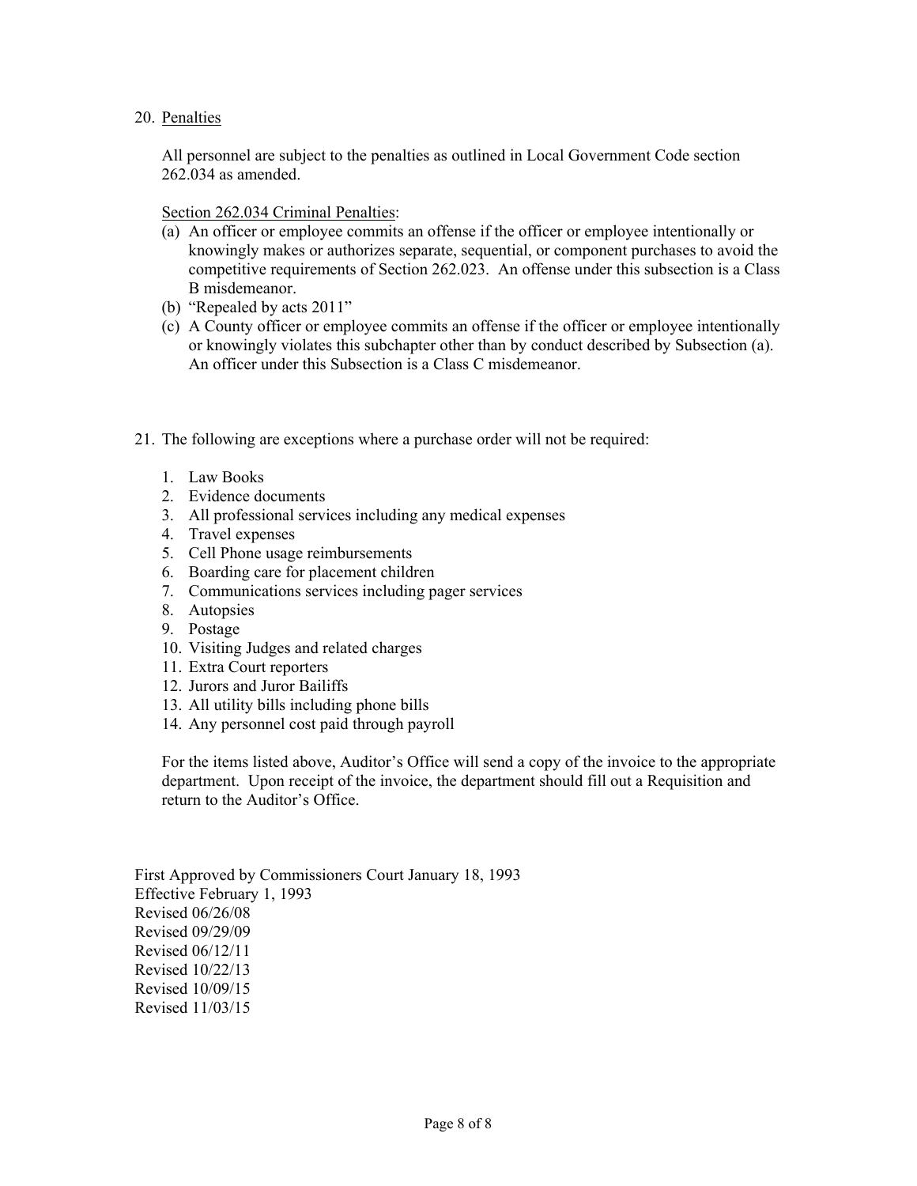20. <u>Penalties</u>

    All personnel are subject to the penalties as outlined in Local Government Code section 262.034 as amended.

    <u>Section 262.034 Criminal Penalties</u>:

    (a) An officer or employee commits an offense if the officer or employee intentionally or knowingly makes or authorizes separate, sequential, or component purchases to avoid the competitive requirements of Section 262.023. An offense under this subsection is a Class B misdemeanor.
    (b) "Repealed by acts 2011"
    (c) A County officer or employee commits an offense if the officer or employee intentionally or knowingly violates this subchapter other than by conduct described by Subsection (a). An officer under this Subsection is a Class C misdemeanor.

21. The following are exceptions where a purchase order will not be required:

    1. Law Books
    2. Evidence documents
    3. All professional services including any medical expenses
    4. Travel expenses
    5. Cell Phone usage reimbursements
    6. Boarding care for placement children
    7. Communications services including pager services
    8. Autopsies
    9. Postage
    10. Visiting Judges and related charges
    11. Extra Court reporters
    12. Jurors and Juror Bailiffs
    13. All utility bills including phone bills
    14. Any personnel cost paid through payroll

    For the items listed above, Auditor's Office will send a copy of the invoice to the appropriate department. Upon receipt of the invoice, the department should fill out a Requisition and return to the Auditor's Office.

First Approved by Commissioners Court January 18, 1993
Effective February 1, 1993
Revised 06/26/08
Revised 09/29/09
Revised 06/12/11
Revised 10/22/13
Revised 10/09/15
Revised 11/03/15